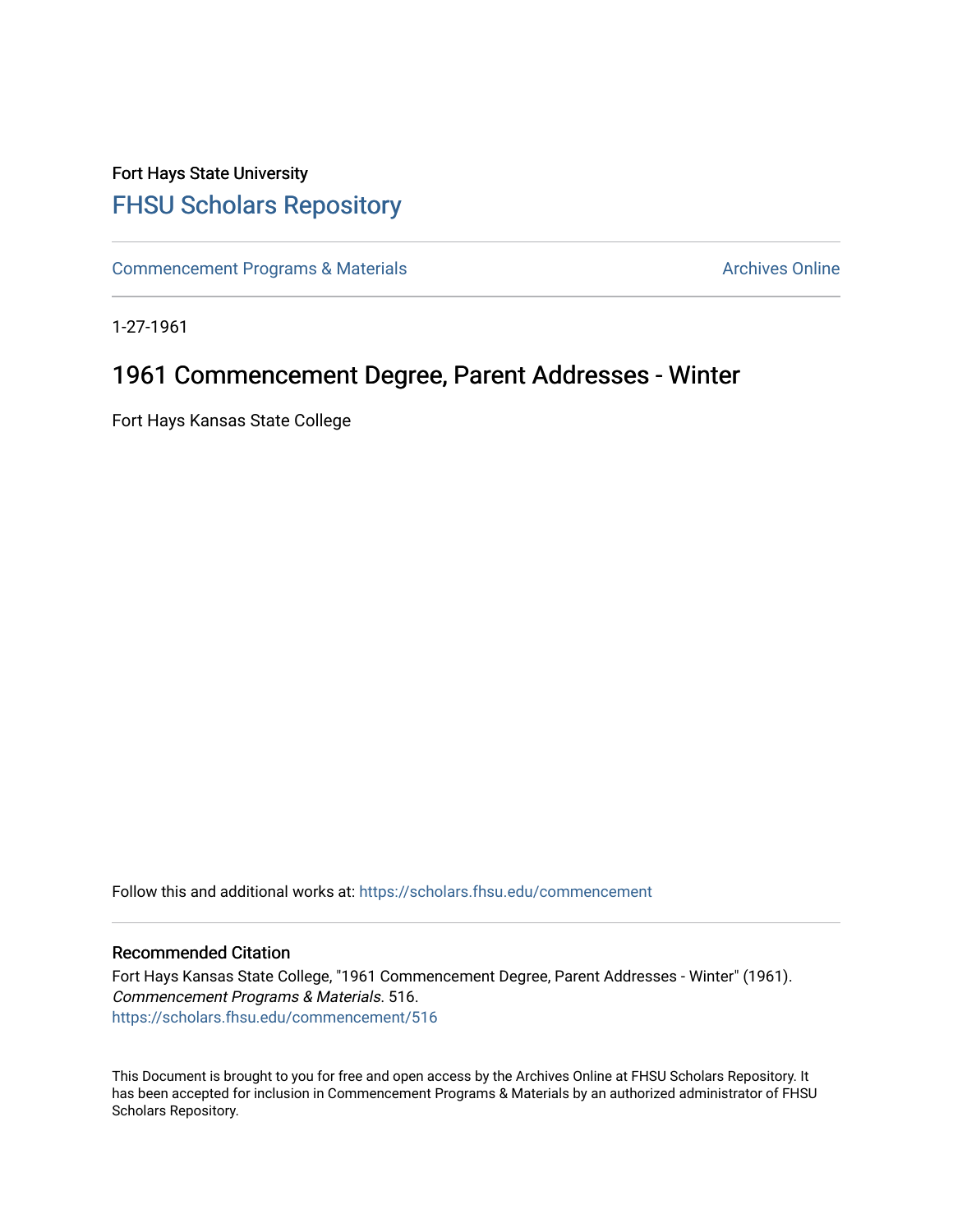Fort Hays State University

# FHSU Scholars Repository

Commencement Programs & Materials | Archives Online

1-27-1961

## 1961 Commencement Degree, Parent Addresses - Winter

Fort Hays Kansas State College

Follow this and additional works at: https://scholars.fhsu.edu/commencement

### Recommended Citation

Fort Hays Kansas State College, "1961 Commencement Degree, Parent Addresses - Winter" (1961). *Commencement Programs & Materials*. 516.
https://scholars.fhsu.edu/commencement/516

This Document is brought to you for free and open access by the Archives Online at FHSU Scholars Repository. It has been accepted for inclusion in Commencement Programs & Materials by an authorized administrator of FHSU Scholars Repository.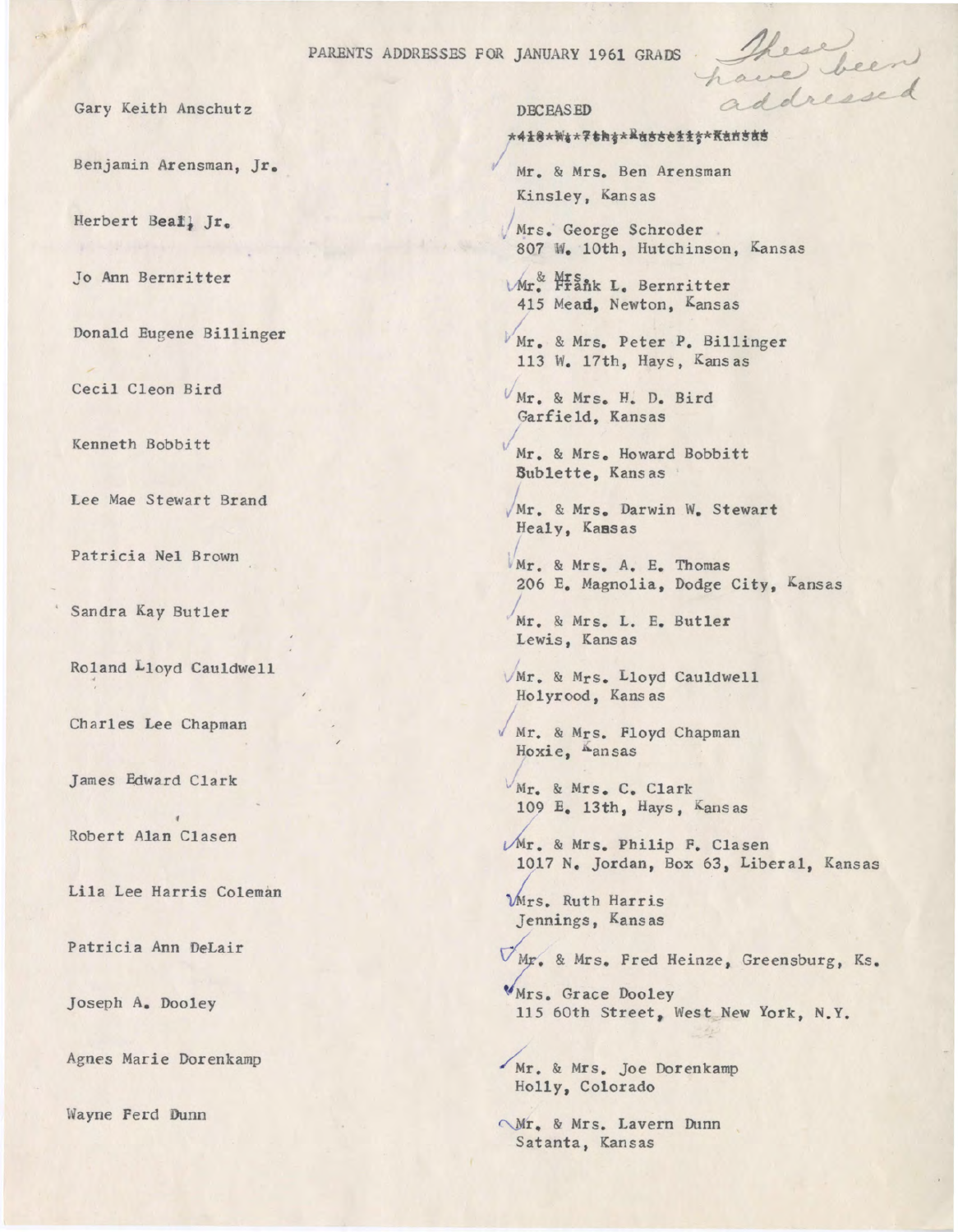PARENTS ADDRESSES FOR JANUARY 1961 GRADS

*These have been addressed*

| Graduate | Parents' Address |
| --- | --- |
| Gary Keith Anschutz | DECEASED<br>~~418 W. 7th, Russell, Kansas~~ |
| Benjamin Arensman, Jr. | Mr. & Mrs. Ben Arensman<br>Kinsley, Kansas |
| Herbert Beal, Jr. | Mrs. George Schroder<br>807 W. 10th, Hutchinson, Kansas |
| Jo Ann Bernritter | Mr. & Mrs. Frank L. Bernritter<br>415 Mead, Newton, Kansas |
| Donald Eugene Billinger | Mr. & Mrs. Peter P. Billinger<br>113 W. 17th, Hays, Kansas |
| Cecil Cleon Bird | Mr. & Mrs. H. D. Bird<br>Garfield, Kansas |
| Kenneth Bobbitt | Mr. & Mrs. Howard Bobbitt<br>Bublette, Kansas |
| Lee Mae Stewart Brand | Mr. & Mrs. Darwin W. Stewart<br>Healy, Kansas |
| Patricia Nel Brown | Mr. & Mrs. A. E. Thomas<br>206 E. Magnolia, Dodge City, Kansas |
| Sandra Kay Butler | Mr. & Mrs. L. E. Butler<br>Lewis, Kansas |
| Roland Lloyd Cauldwell | Mr. & Mrs. Lloyd Cauldwell<br>Holyrood, Kansas |
| Charles Lee Chapman | Mr. & Mrs. Floyd Chapman<br>Hoxie, Kansas |
| James Edward Clark | Mr. & Mrs. C. Clark<br>109 E. 13th, Hays, Kansas |
| Robert Alan Clasen | Mr. & Mrs. Philip F. Clasen<br>1017 N. Jordan, Box 63, Liberal, Kansas |
| Lila Lee Harris Coleman | Mrs. Ruth Harris<br>Jennings, Kansas |
| Patricia Ann DeLair | Mr. & Mrs. Fred Heinze, Greensburg, Ks. |
| Joseph A. Dooley | Mrs. Grace Dooley<br>115 60th Street, West New York, N.Y. |
| Agnes Marie Dorenkamp | Mr. & Mrs. Joe Dorenkamp<br>Holly, Colorado |
| Wayne Ferd Dunn | Mr. & Mrs. Lavern Dunn<br>Satanta, Kansas |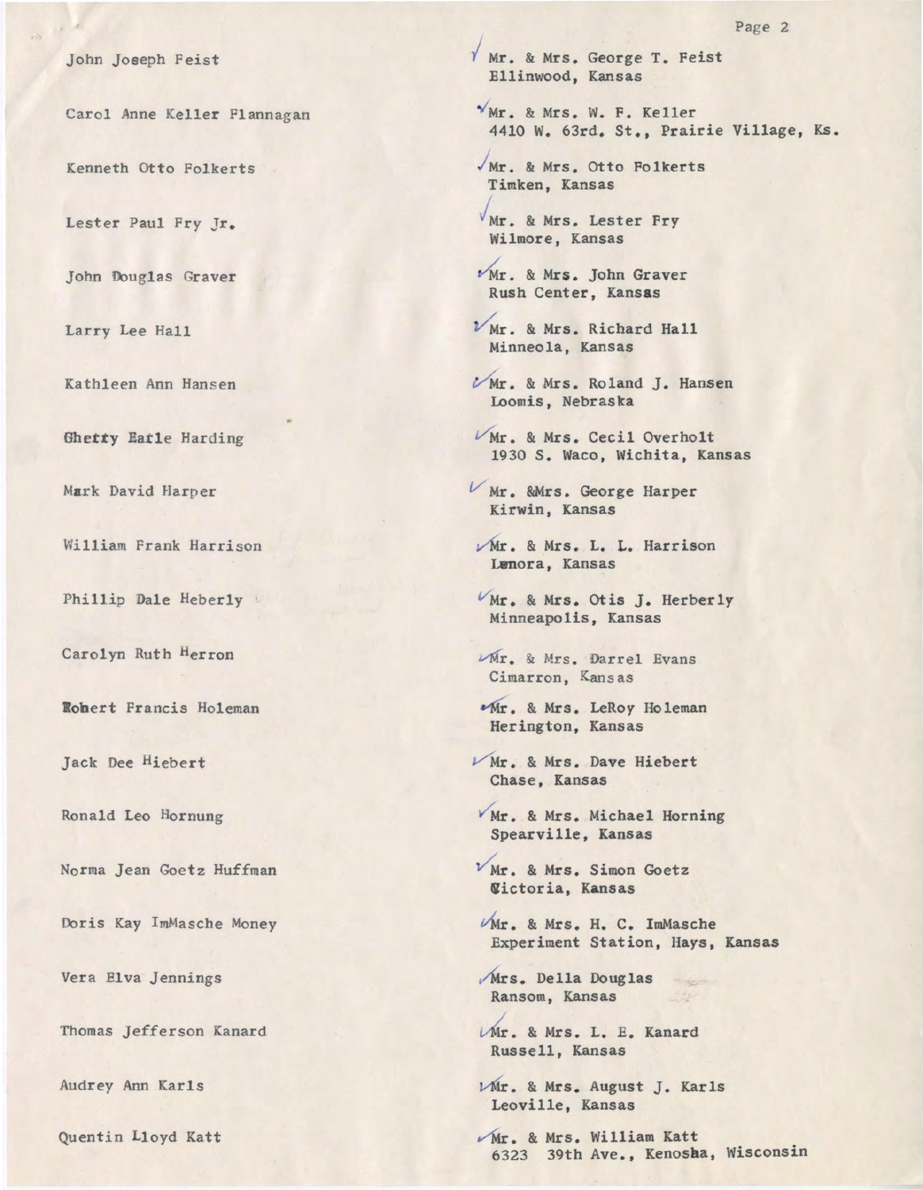| | |
|---|---|
| John Joseph Feist | Mr. & Mrs. George T. Feist<br>Ellinwood, Kansas |
| Carol Anne Keller Flannagan | Mr. & Mrs. W. F. Keller<br>4410 W. 63rd. St., Prairie Village, Ks. |
| Kenneth Otto Folkerts | Mr. & Mrs. Otto Folkerts<br>Timken, Kansas |
| Lester Paul Fry Jr. | Mr. & Mrs. Lester Fry<br>Wilmore, Kansas |
| John Douglas Graver | Mr. & Mrs. John Graver<br>Rush Center, Kansas |
| Larry Lee Hall | Mr. & Mrs. Richard Hall<br>Minneola, Kansas |
| Kathleen Ann Hansen | Mr. & Mrs. Roland J. Hansen<br>Loomis, Nebraska |
| Cherry Earle Harding | Mr. & Mrs. Cecil Overholt<br>1930 S. Waco, Wichita, Kansas |
| Mark David Harper | Mr. &Mrs. George Harper<br>Kirwin, Kansas |
| William Frank Harrison | Mr. & Mrs. L. L. Harrison<br>Lenora, Kansas |
| Phillip Dale Heberly | Mr. & Mrs. Otis J. Herberly<br>Minneapolis, Kansas |
| Carolyn Ruth Herron | Mr. & Mrs. Darrel Evans<br>Cimarron, Kansas |
| Robert Francis Holeman | Mr. & Mrs. LeRoy Holeman<br>Herington, Kansas |
| Jack Dee Hiebert | Mr. & Mrs. Dave Hiebert<br>Chase, Kansas |
| Ronald Leo Hornung | Mr. & Mrs. Michael Horning<br>Spearville, Kansas |
| Norma Jean Goetz Huffman | Mr. & Mrs. Simon Goetz<br>Victoria, Kansas |
| Doris Kay ImMasche Money | Mr. & Mrs. H. C. ImMasche<br>Experiment Station, Hays, Kansas |
| Vera Elva Jennings | Mrs. Della Douglas<br>Ransom, Kansas |
| Thomas Jefferson Kanard | Mr. & Mrs. L. E. Kanard<br>Russell, Kansas |
| Audrey Ann Karls | Mr. & Mrs. August J. Karls<br>Leoville, Kansas |
| Quentin Lloyd Katt | Mr. & Mrs. William Katt<br>6323 39th Ave., Kenosha, Wisconsin |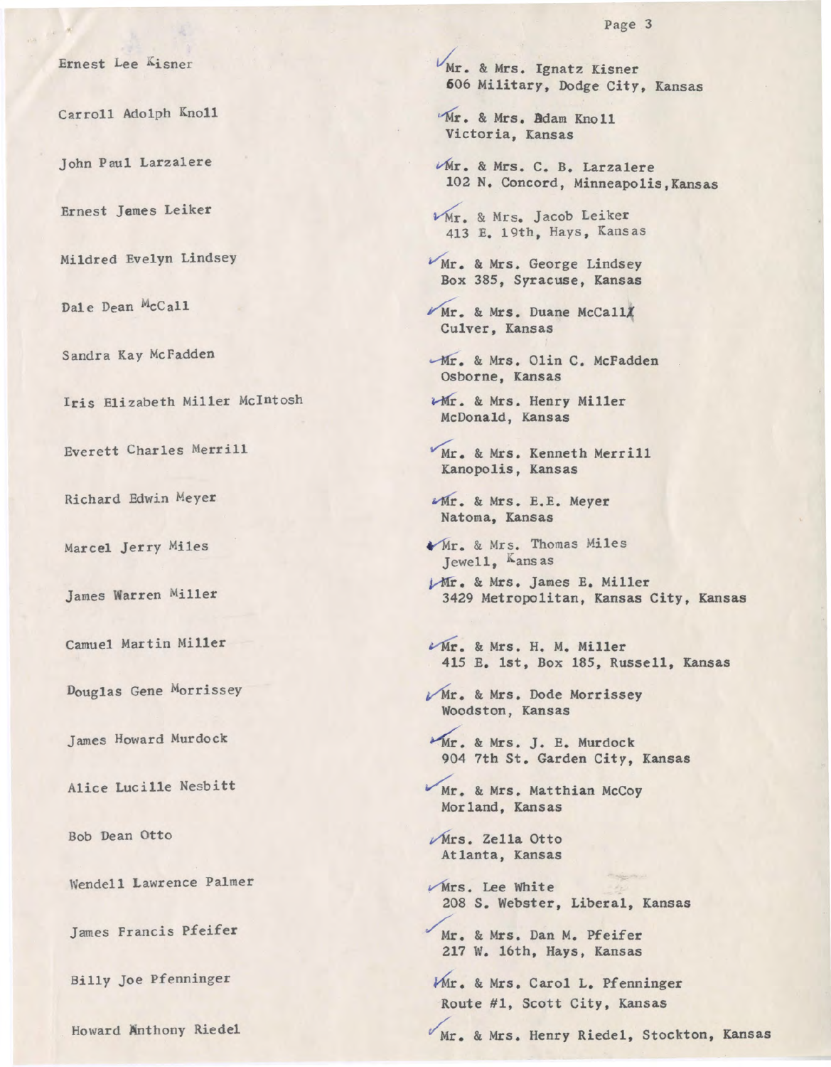| Name | Parents / Address |
|---|---|
| Ernest Lee Kisner | Mr. & Mrs. Ignatz Kisner, 606 Military, Dodge City, Kansas |
| Carroll Adolph Knoll | Mr. & Mrs. Adam Knoll, Victoria, Kansas |
| John Paul Larzalere | Mr. & Mrs. C. B. Larzalere, 102 N. Concord, Minneapolis, Kansas |
| Ernest James Leiker | Mr. & Mrs. Jacob Leiker, 413 E. 19th, Hays, Kansas |
| Mildred Evelyn Lindsey | Mr. & Mrs. George Lindsey, Box 385, Syracuse, Kansas |
| Dale Dean McCall | Mr. & Mrs. Duane McCall, Culver, Kansas |
| Sandra Kay McFadden | Mr. & Mrs. Olin C. McFadden, Osborne, Kansas |
| Iris Elizabeth Miller McIntosh | Mr. & Mrs. Henry Miller, McDonald, Kansas |
| Everett Charles Merrill | Mr. & Mrs. Kenneth Merrill, Kanopolis, Kansas |
| Richard Edwin Meyer | Mr. & Mrs. E.E. Meyer, Natoma, Kansas |
| Marcel Jerry Miles | Mr. & Mrs. Thomas Miles, Jewell, Kansas |
| James Warren Miller | Mr. & Mrs. James E. Miller, 3429 Metropolitan, Kansas City, Kansas |
| Camuel Martin Miller | Mr. & Mrs. H. M. Miller, 415 E. 1st, Box 185, Russell, Kansas |
| Douglas Gene Morrissey | Mr. & Mrs. Dode Morrissey, Woodston, Kansas |
| James Howard Murdock | Mr. & Mrs. J. E. Murdock, 904 7th St. Garden City, Kansas |
| Alice Lucille Nesbitt | Mr. & Mrs. Matthian McCoy, Morland, Kansas |
| Bob Dean Otto | Mrs. Zella Otto, Atlanta, Kansas |
| Wendell Lawrence Palmer | Mrs. Lee White, 208 S. Webster, Liberal, Kansas |
| James Francis Pfeifer | Mr. & Mrs. Dan M. Pfeifer, 217 W. 16th, Hays, Kansas |
| Billy Joe Pfenninger | Mr. & Mrs. Carol L. Pfenninger, Route #1, Scott City, Kansas |
| Howard Anthony Riedel | Mr. & Mrs. Henry Riedel, Stockton, Kansas |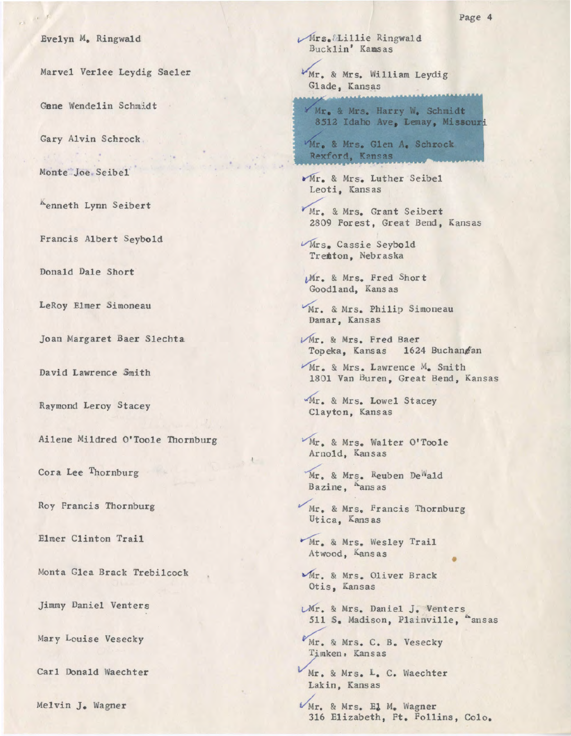| | |
|---|---|
| Evelyn M. Ringwald | Mrs. Lillie Ringwald<br>Bucklin' Kansas |
| Marvel Verlee Leydig Saeler | Mr. & Mrs. William Leydig<br>Glade, Kansas |
| Gene Wendelin Schmidt | Mr. & Mrs. Harry W. Schmidt<br>8512 Idaho Ave, Lemay, Missouri |
| Gary Alvin Schrock | Mr. & Mrs. Glen A. Schrock<br>Rexford, Kansas |
| Monte Joe Seibel | Mr. & Mrs. Luther Seibel<br>Leoti, Kansas |
| Kenneth Lynn Seibert | Mr. & Mrs. Grant Seibert<br>2809 Forest, Great Bend, Kansas |
| Francis Albert Seybold | Mrs. Cassie Seybold<br>Trenton, Nebraska |
| Donald Dale Short | Mr. & Mrs. Fred Short<br>Goodland, Kansas |
| LeRoy Elmer Simoneau | Mr. & Mrs. Philip Simoneau<br>Damar, Kansas |
| Joan Margaret Baer Slechta | Mr. & Mrs. Fred Baer<br>Topeka, Kansas 1624 Buchanan |
| David Lawrence Smith | Mr. & Mrs. Lawrence M. Smith<br>1801 Van Buren, Great Bend, Kansas |
| Raymond Leroy Stacey | Mr. & Mrs. Lowel Stacey<br>Clayton, Kansas |
| Ailene Mildred O'Toole Thornburg | Mr. & Mrs. Walter O'Toole<br>Arnold, Kansas |
| Cora Lee Thornburg | Mr. & Mrs. Reuben DeWald<br>Bazine, Kansas |
| Roy Francis Thornburg | Mr. & Mrs. Francis Thornburg<br>Utica, Kansas |
| Elmer Clinton Trail | Mr. & Mrs. Wesley Trail<br>Atwood, Kansas |
| Monta Glea Brack Trebilcock | Mr. & Mrs. Oliver Brack<br>Otis, Kansas |
| Jimmy Daniel Venters | Mr. & Mrs. Daniel J. Venters<br>511 S. Madison, Plainville, Kansas |
| Mary Louise Vesecky | Mr. & Mrs. C. B. Vesecky<br>Timken, Kansas |
| Carl Donald Waechter | Mr. & Mrs. L. C. Waechter<br>Lakin, Kansas |
| Melvin J. Wagner | Mr. & Mrs. El M. Wagner<br>316 Elizabeth, Ft. Follins, Colo. |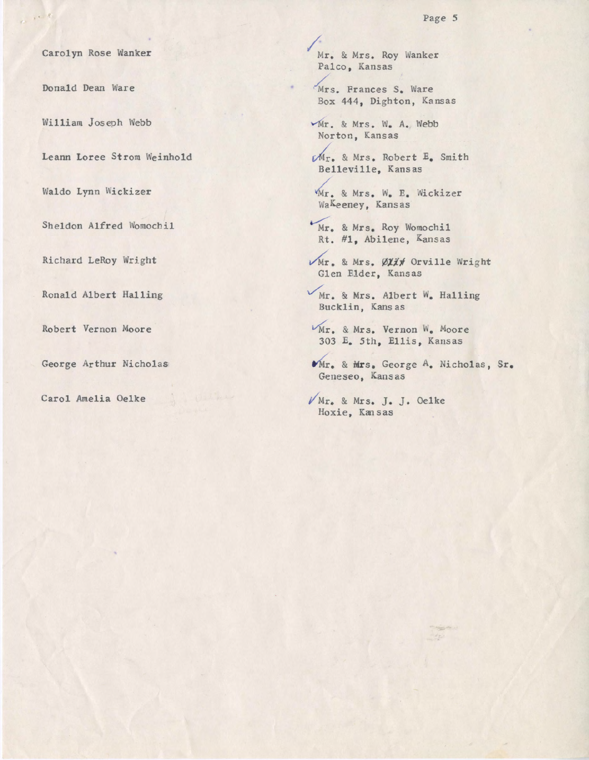| | |
|---|---|
| Carolyn Rose Wanker | Mr. & Mrs. Roy Wanker<br>Palco, Kansas |
| Donald Dean Ware | Mrs. Frances S. Ware<br>Box 444, Dighton, Kansas |
| William Joseph Webb | Mr. & Mrs. W. A. Webb<br>Norton, Kansas |
| Leann Loree Strom Weinhold | Mr. & Mrs. Robert E. Smith<br>Belleville, Kansas |
| Waldo Lynn Wickizer | Mr. & Mrs. W. E. Wickizer<br>WaKeeney, Kansas |
| Sheldon Alfred Womochil | Mr. & Mrs. Roy Womochil<br>Rt. #1, Abilene, Kansas |
| Richard LeRoy Wright | Mr. & Mrs. Orville Wright<br>Glen Elder, Kansas |
| Ronald Albert Halling | Mr. & Mrs. Albert W. Halling<br>Bucklin, Kansas |
| Robert Vernon Moore | Mr. & Mrs. Vernon W. Moore<br>303 E. 5th, Ellis, Kansas |
| George Arthur Nicholas | Mr. & Mrs. George A. Nicholas, Sr.<br>Geneseo, Kansas |
| Carol Amelia Oelke | Mr. & Mrs. J. J. Oelke<br>Hoxie, Kansas |